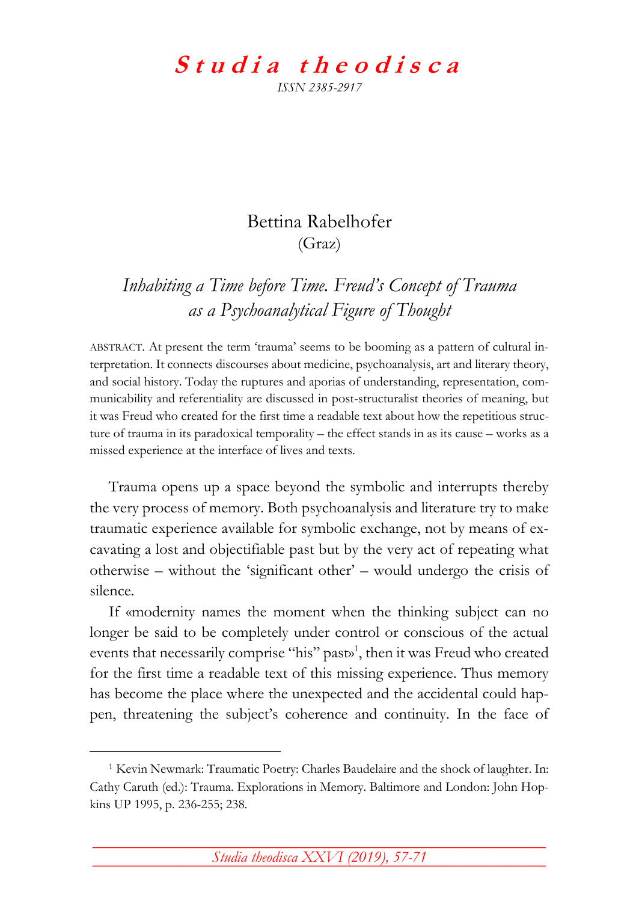# *Studia theodisca*

*ISSN 2385-2917*

Bettina Rabelhofer
(Graz)

## *Inhabiting a Time before Time. Freud's Concept of Trauma as a Psychoanalytical Figure of Thought*

ABSTRACT. At present the term 'trauma' seems to be booming as a pattern of cultural interpretation. It connects discourses about medicine, psychoanalysis, art and literary theory, and social history. Today the ruptures and aporias of understanding, representation, communicability and referentiality are discussed in post-structuralist theories of meaning, but it was Freud who created for the first time a readable text about how the repetitious structure of trauma in its paradoxical temporality – the effect stands in as its cause – works as a missed experience at the interface of lives and texts.

Trauma opens up a space beyond the symbolic and interrupts thereby the very process of memory. Both psychoanalysis and literature try to make traumatic experience available for symbolic exchange, not by means of excavating a lost and objectifiable past but by the very act of repeating what otherwise – without the 'significant other' – would undergo the crisis of silence.

If «modernity names the moment when the thinking subject can no longer be said to be completely under control or conscious of the actual events that necessarily comprise "his" past»[1], then it was Freud who created for the first time a readable text of this missing experience. Thus memory has become the place where the unexpected and the accidental could happen, threatening the subject's coherence and continuity. In the face of

[1] Kevin Newmark: Traumatic Poetry: Charles Baudelaire and the shock of laughter. In: Cathy Caruth (ed.): Trauma. Explorations in Memory. Baltimore and London: John Hopkins UP 1995, p. 236-255; 238.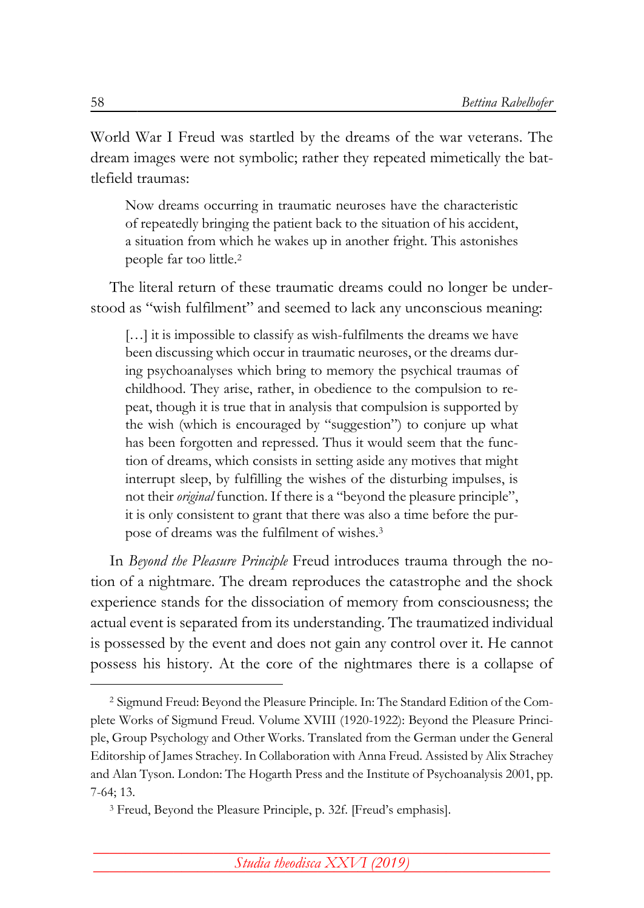World War I Freud was startled by the dreams of the war veterans. The dream images were not symbolic; rather they repeated mimetically the battlefield traumas:

> Now dreams occurring in traumatic neuroses have the characteristic of repeatedly bringing the patient back to the situation of his accident, a situation from which he wakes up in another fright. This astonishes people far too little.[2]

The literal return of these traumatic dreams could no longer be understood as "wish fulfilment" and seemed to lack any unconscious meaning:

> […] it is impossible to classify as wish-fulfilments the dreams we have been discussing which occur in traumatic neuroses, or the dreams during psychoanalyses which bring to memory the psychical traumas of childhood. They arise, rather, in obedience to the compulsion to repeat, though it is true that in analysis that compulsion is supported by the wish (which is encouraged by "suggestion") to conjure up what has been forgotten and repressed. Thus it would seem that the function of dreams, which consists in setting aside any motives that might interrupt sleep, by fulfilling the wishes of the disturbing impulses, is not their *original* function. If there is a "beyond the pleasure principle", it is only consistent to grant that there was also a time before the purpose of dreams was the fulfilment of wishes.[3]

In *Beyond the Pleasure Principle* Freud introduces trauma through the notion of a nightmare. The dream reproduces the catastrophe and the shock experience stands for the dissociation of memory from consciousness; the actual event is separated from its understanding. The traumatized individual is possessed by the event and does not gain any control over it. He cannot possess his history. At the core of the nightmares there is a collapse of

---

[2] Sigmund Freud: Beyond the Pleasure Principle. In: The Standard Edition of the Complete Works of Sigmund Freud. Volume XVIII (1920-1922): Beyond the Pleasure Principle, Group Psychology and Other Works. Translated from the German under the General Editorship of James Strachey. In Collaboration with Anna Freud. Assisted by Alix Strachey and Alan Tyson. London: The Hogarth Press and the Institute of Psychoanalysis 2001, pp. 7-64; 13.

[3] Freud, Beyond the Pleasure Principle, p. 32f. [Freud's emphasis].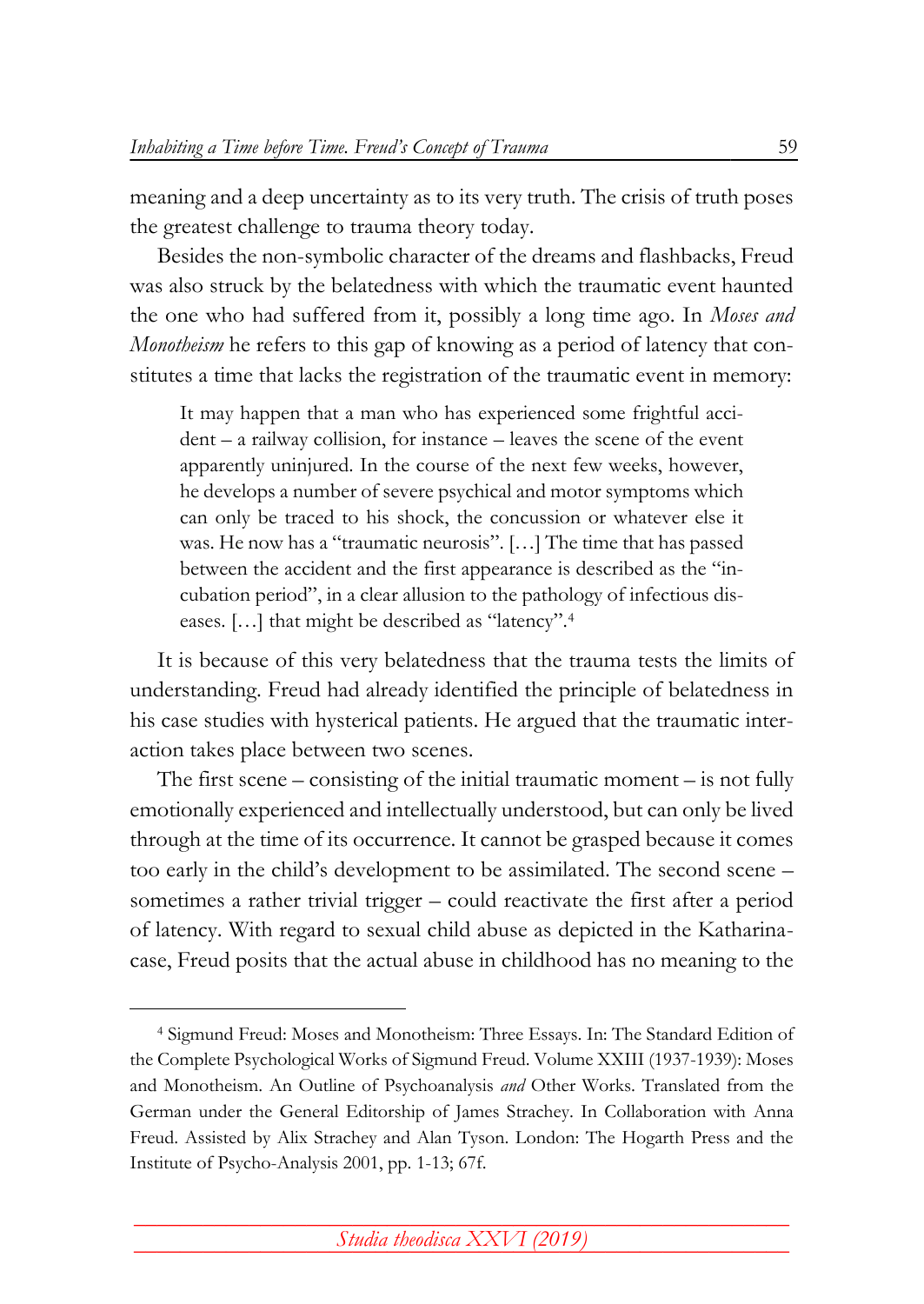meaning and a deep uncertainty as to its very truth. The crisis of truth poses the greatest challenge to trauma theory today.

Besides the non-symbolic character of the dreams and flashbacks, Freud was also struck by the belatedness with which the traumatic event haunted the one who had suffered from it, possibly a long time ago. In *Moses and Monotheism* he refers to this gap of knowing as a period of latency that constitutes a time that lacks the registration of the traumatic event in memory:

> It may happen that a man who has experienced some frightful accident – a railway collision, for instance – leaves the scene of the event apparently uninjured. In the course of the next few weeks, however, he develops a number of severe psychical and motor symptoms which can only be traced to his shock, the concussion or whatever else it was. He now has a "traumatic neurosis". […] The time that has passed between the accident and the first appearance is described as the "incubation period", in a clear allusion to the pathology of infectious diseases. […] that might be described as "latency".[4]

It is because of this very belatedness that the trauma tests the limits of understanding. Freud had already identified the principle of belatedness in his case studies with hysterical patients. He argued that the traumatic interaction takes place between two scenes.

The first scene – consisting of the initial traumatic moment – is not fully emotionally experienced and intellectually understood, but can only be lived through at the time of its occurrence. It cannot be grasped because it comes too early in the child's development to be assimilated. The second scene – sometimes a rather trivial trigger – could reactivate the first after a period of latency. With regard to sexual child abuse as depicted in the Katharina-case, Freud posits that the actual abuse in childhood has no meaning to the

---

[4] Sigmund Freud: Moses and Monotheism: Three Essays. In: The Standard Edition of the Complete Psychological Works of Sigmund Freud. Volume XXIII (1937-1939): Moses and Monotheism. An Outline of Psychoanalysis *and* Other Works. Translated from the German under the General Editorship of James Strachey. In Collaboration with Anna Freud. Assisted by Alix Strachey and Alan Tyson. London: The Hogarth Press and the Institute of Psycho-Analysis 2001, pp. 1-13; 67f.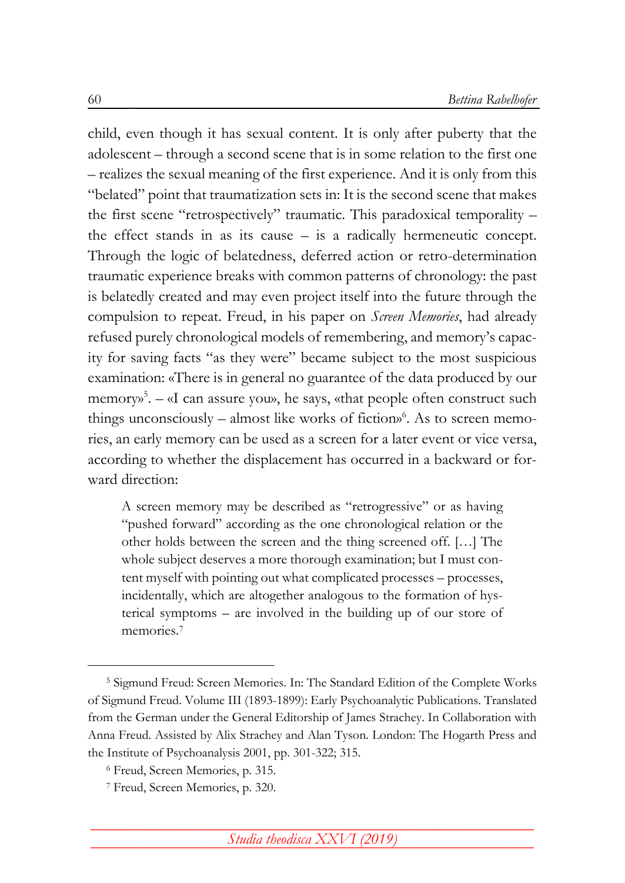child, even though it has sexual content. It is only after puberty that the adolescent – through a second scene that is in some relation to the first one – realizes the sexual meaning of the first experience. And it is only from this "belated" point that traumatization sets in: It is the second scene that makes the first scene "retrospectively" traumatic. This paradoxical temporality – the effect stands in as its cause – is a radically hermeneutic concept. Through the logic of belatedness, deferred action or retro-determination traumatic experience breaks with common patterns of chronology: the past is belatedly created and may even project itself into the future through the compulsion to repeat. Freud, in his paper on *Screen Memories*, had already refused purely chronological models of remembering, and memory's capacity for saving facts "as they were" became subject to the most suspicious examination: «There is in general no guarantee of the data produced by our memory»[5]. – «I can assure you», he says, «that people often construct such things unconsciously – almost like works of fiction»[6]. As to screen memories, an early memory can be used as a screen for a later event or vice versa, according to whether the displacement has occurred in a backward or forward direction:

> A screen memory may be described as "retrogressive" or as having "pushed forward" according as the one chronological relation or the other holds between the screen and the thing screened off. […] The whole subject deserves a more thorough examination; but I must content myself with pointing out what complicated processes – processes, incidentally, which are altogether analogous to the formation of hysterical symptoms – are involved in the building up of our store of memories.[7]

---

[5] Sigmund Freud: Screen Memories. In: The Standard Edition of the Complete Works of Sigmund Freud. Volume III (1893-1899): Early Psychoanalytic Publications. Translated from the German under the General Editorship of James Strachey. In Collaboration with Anna Freud. Assisted by Alix Strachey and Alan Tyson. London: The Hogarth Press and the Institute of Psychoanalysis 2001, pp. 301-322; 315.

[6] Freud, Screen Memories, p. 315.

[7] Freud, Screen Memories, p. 320.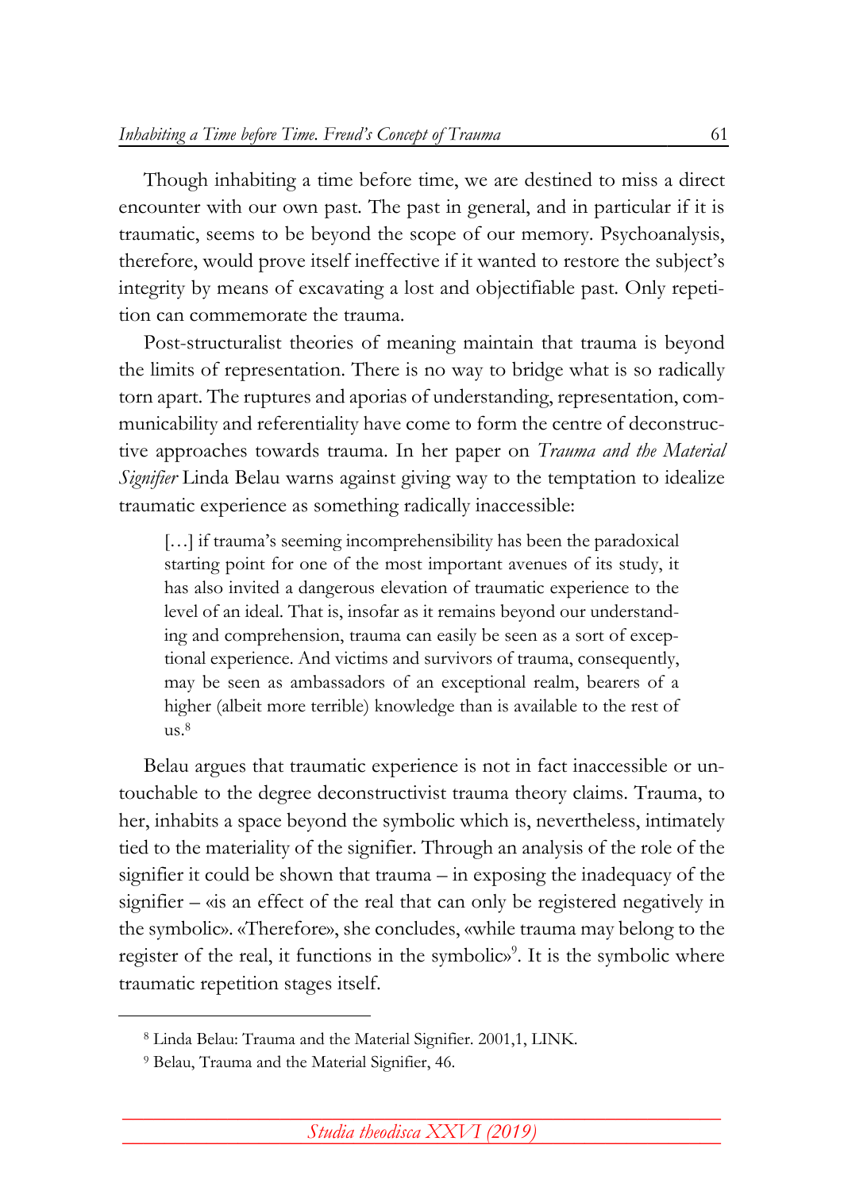Though inhabiting a time before time, we are destined to miss a direct encounter with our own past. The past in general, and in particular if it is traumatic, seems to be beyond the scope of our memory. Psychoanalysis, therefore, would prove itself ineffective if it wanted to restore the subject's integrity by means of excavating a lost and objectifiable past. Only repetition can commemorate the trauma.

Post-structuralist theories of meaning maintain that trauma is beyond the limits of representation. There is no way to bridge what is so radically torn apart. The ruptures and aporias of understanding, representation, communicability and referentiality have come to form the centre of deconstructive approaches towards trauma. In her paper on *Trauma and the Material Signifier* Linda Belau warns against giving way to the temptation to idealize traumatic experience as something radically inaccessible:

> […] if trauma's seeming incomprehensibility has been the paradoxical starting point for one of the most important avenues of its study, it has also invited a dangerous elevation of traumatic experience to the level of an ideal. That is, insofar as it remains beyond our understanding and comprehension, trauma can easily be seen as a sort of exceptional experience. And victims and survivors of trauma, consequently, may be seen as ambassadors of an exceptional realm, bearers of a higher (albeit more terrible) knowledge than is available to the rest of us.[8]

Belau argues that traumatic experience is not in fact inaccessible or untouchable to the degree deconstructivist trauma theory claims. Trauma, to her, inhabits a space beyond the symbolic which is, nevertheless, intimately tied to the materiality of the signifier. Through an analysis of the role of the signifier it could be shown that trauma – in exposing the inadequacy of the signifier – «is an effect of the real that can only be registered negatively in the symbolic». «Therefore», she concludes, «while trauma may belong to the register of the real, it functions in the symbolic»[9]. It is the symbolic where traumatic repetition stages itself.

---

[8] Linda Belau: Trauma and the Material Signifier. 2001,1, LINK.

[9] Belau, Trauma and the Material Signifier, 46.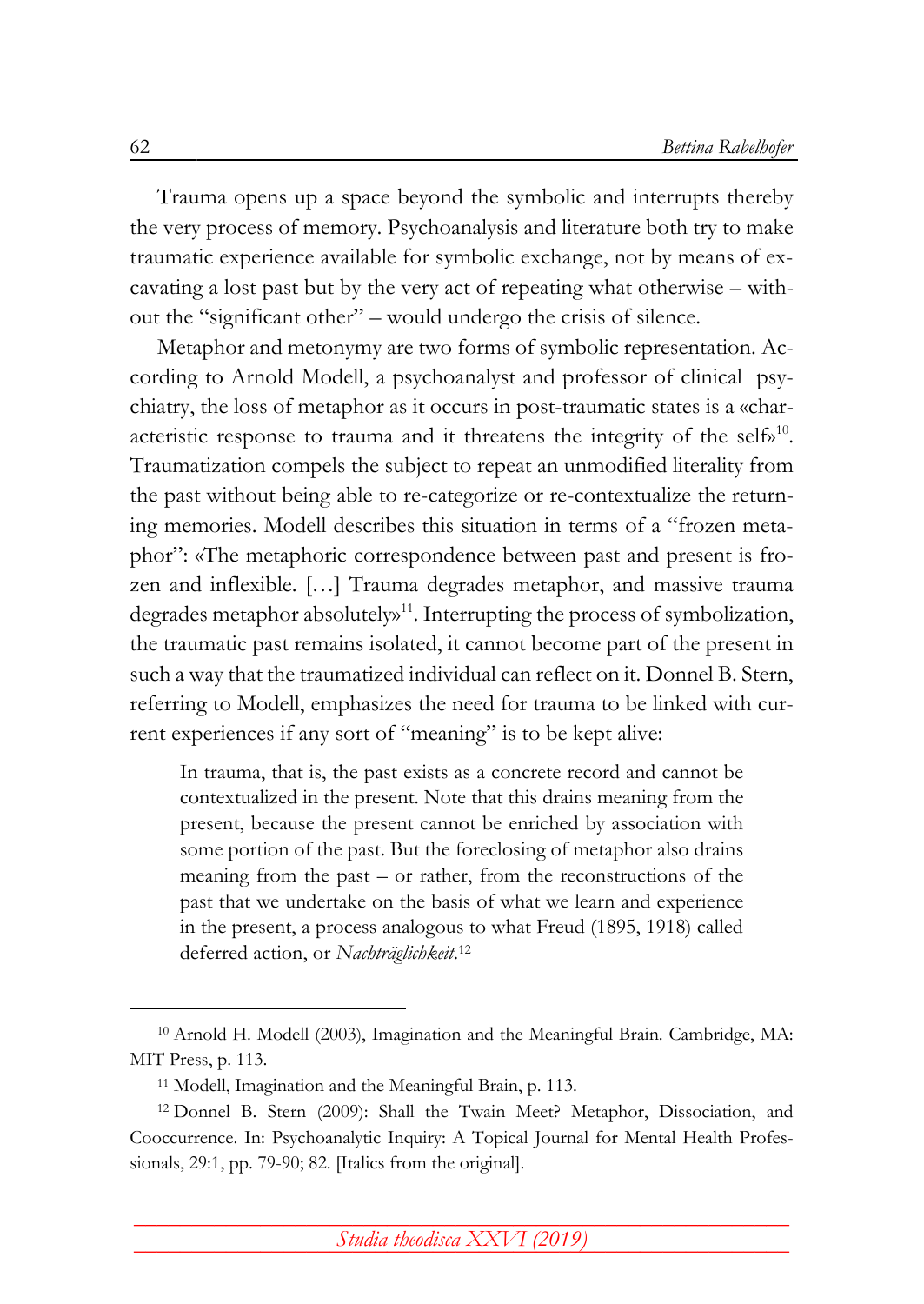Trauma opens up a space beyond the symbolic and interrupts thereby the very process of memory. Psychoanalysis and literature both try to make traumatic experience available for symbolic exchange, not by means of excavating a lost past but by the very act of repeating what otherwise – without the "significant other" – would undergo the crisis of silence.

Metaphor and metonymy are two forms of symbolic representation. According to Arnold Modell, a psychoanalyst and professor of clinical psychiatry, the loss of metaphor as it occurs in post-traumatic states is a «characteristic response to trauma and it threatens the integrity of the self»[10]. Traumatization compels the subject to repeat an unmodified literality from the past without being able to re-categorize or re-contextualize the returning memories. Modell describes this situation in terms of a "frozen metaphor": «The metaphoric correspondence between past and present is frozen and inflexible. […] Trauma degrades metaphor, and massive trauma degrades metaphor absolutely»[11]. Interrupting the process of symbolization, the traumatic past remains isolated, it cannot become part of the present in such a way that the traumatized individual can reflect on it. Donnel B. Stern, referring to Modell, emphasizes the need for trauma to be linked with current experiences if any sort of "meaning" is to be kept alive:

> In trauma, that is, the past exists as a concrete record and cannot be contextualized in the present. Note that this drains meaning from the present, because the present cannot be enriched by association with some portion of the past. But the foreclosing of metaphor also drains meaning from the past – or rather, from the reconstructions of the past that we undertake on the basis of what we learn and experience in the present, a process analogous to what Freud (1895, 1918) called deferred action, or *Nachträglichkeit*.[12]

---

[10] Arnold H. Modell (2003), Imagination and the Meaningful Brain. Cambridge, MA: MIT Press, p. 113.

[11] Modell, Imagination and the Meaningful Brain, p. 113.

[12] Donnel B. Stern (2009): Shall the Twain Meet? Metaphor, Dissociation, and Cooccurrence. In: Psychoanalytic Inquiry: A Topical Journal for Mental Health Professionals, 29:1, pp. 79-90; 82. [Italics from the original].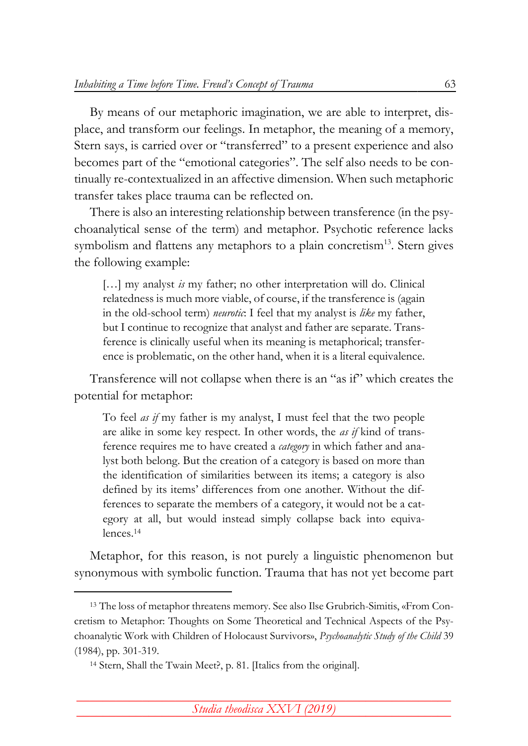By means of our metaphoric imagination, we are able to interpret, displace, and transform our feelings. In metaphor, the meaning of a memory, Stern says, is carried over or "transferred" to a present experience and also becomes part of the "emotional categories". The self also needs to be continually re-contextualized in an affective dimension. When such metaphoric transfer takes place trauma can be reflected on.

There is also an interesting relationship between transference (in the psychoanalytical sense of the term) and metaphor. Psychotic reference lacks symbolism and flattens any metaphors to a plain concretism[13]. Stern gives the following example:

> […] my analyst *is* my father; no other interpretation will do. Clinical relatedness is much more viable, of course, if the transference is (again in the old-school term) *neurotic*: I feel that my analyst is *like* my father, but I continue to recognize that analyst and father are separate. Transference is clinically useful when its meaning is metaphorical; transference is problematic, on the other hand, when it is a literal equivalence.

Transference will not collapse when there is an "as if" which creates the potential for metaphor:

> To feel *as if* my father is my analyst, I must feel that the two people are alike in some key respect. In other words, the *as if* kind of transference requires me to have created a *category* in which father and analyst both belong. But the creation of a category is based on more than the identification of similarities between its items; a category is also defined by its items' differences from one another. Without the differences to separate the members of a category, it would not be a category at all, but would instead simply collapse back into equivalences.[14]

Metaphor, for this reason, is not purely a linguistic phenomenon but synonymous with symbolic function. Trauma that has not yet become part

---

[13] The loss of metaphor threatens memory. See also Ilse Grubrich-Simitis, «From Concretism to Metaphor: Thoughts on Some Theoretical and Technical Aspects of the Psychoanalytic Work with Children of Holocaust Survivors», *Psychoanalytic Study of the Child* 39 (1984), pp. 301-319.

[14] Stern, Shall the Twain Meet?, p. 81. [Italics from the original].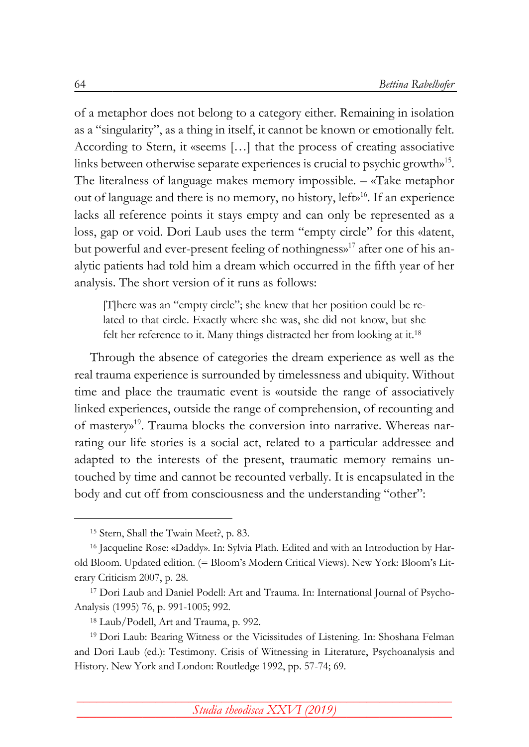of a metaphor does not belong to a category either. Remaining in isolation as a "singularity", as a thing in itself, it cannot be known or emotionally felt. According to Stern, it «seems […] that the process of creating associative links between otherwise separate experiences is crucial to psychic growth»[15]. The literalness of language makes memory impossible. – «Take metaphor out of language and there is no memory, no history, left»[16]. If an experience lacks all reference points it stays empty and can only be represented as a loss, gap or void. Dori Laub uses the term "empty circle" for this «latent, but powerful and ever-present feeling of nothingness»[17] after one of his analytic patients had told him a dream which occurred in the fifth year of her analysis. The short version of it runs as follows:

> [T]here was an "empty circle"; she knew that her position could be related to that circle. Exactly where she was, she did not know, but she felt her reference to it. Many things distracted her from looking at it.[18]

Through the absence of categories the dream experience as well as the real trauma experience is surrounded by timelessness and ubiquity. Without time and place the traumatic event is «outside the range of associatively linked experiences, outside the range of comprehension, of recounting and of mastery»[19]. Trauma blocks the conversion into narrative. Whereas narrating our life stories is a social act, related to a particular addressee and adapted to the interests of the present, traumatic memory remains untouched by time and cannot be recounted verbally. It is encapsulated in the body and cut off from consciousness and the understanding "other":

---

[15] Stern, Shall the Twain Meet?, p. 83.

[16] Jacqueline Rose: «Daddy». In: Sylvia Plath. Edited and with an Introduction by Harold Bloom. Updated edition. (= Bloom's Modern Critical Views). New York: Bloom's Literary Criticism 2007, p. 28.

[17] Dori Laub and Daniel Podell: Art and Trauma. In: International Journal of Psycho-Analysis (1995) 76, p. 991-1005; 992.

[18] Laub/Podell, Art and Trauma, p. 992.

[19] Dori Laub: Bearing Witness or the Vicissitudes of Listening. In: Shoshana Felman and Dori Laub (ed.): Testimony. Crisis of Witnessing in Literature, Psychoanalysis and History. New York and London: Routledge 1992, pp. 57-74; 69.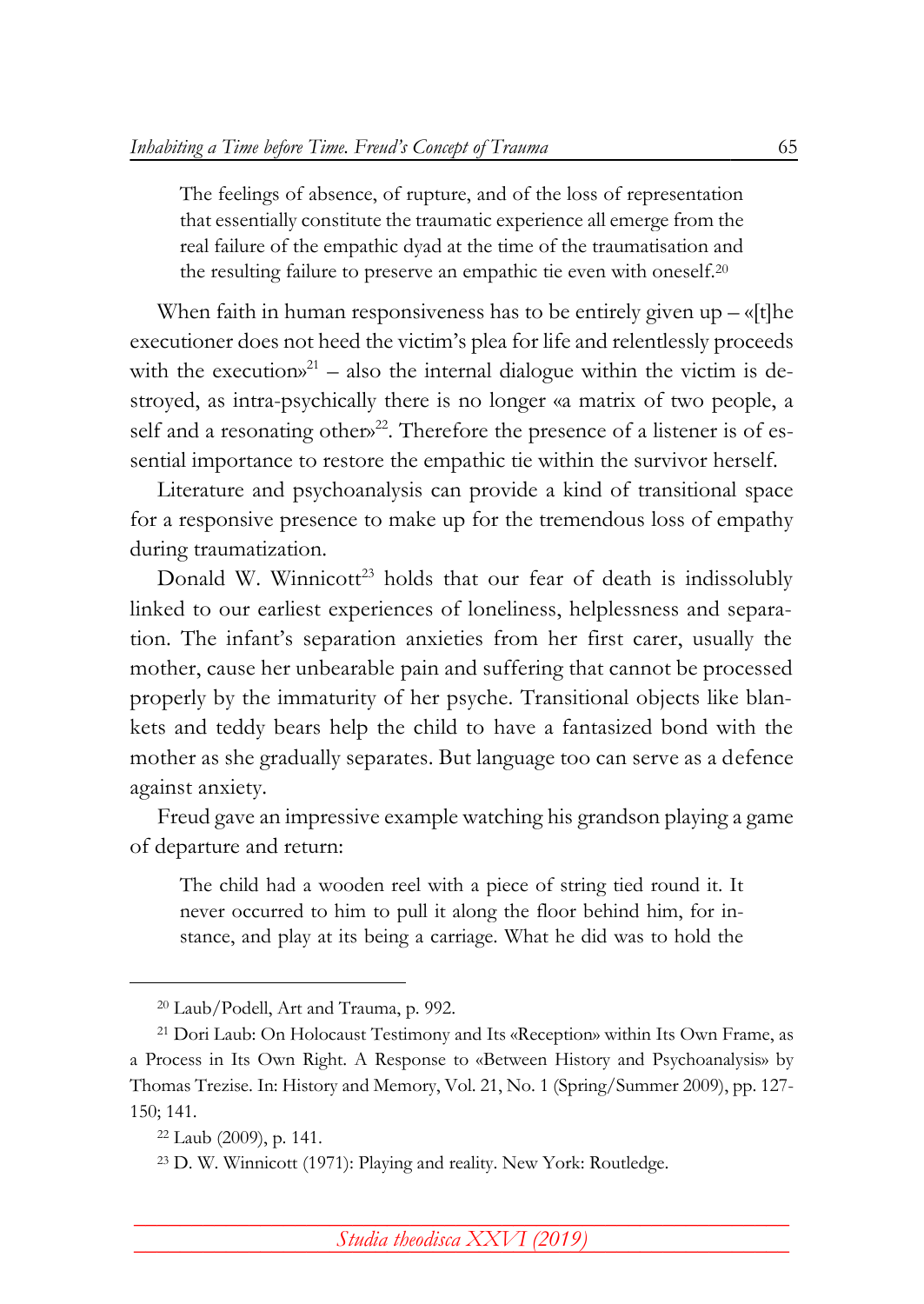> The feelings of absence, of rupture, and of the loss of representation that essentially constitute the traumatic experience all emerge from the real failure of the empathic dyad at the time of the traumatisation and the resulting failure to preserve an empathic tie even with oneself.[20]

When faith in human responsiveness has to be entirely given up – «[t]he executioner does not heed the victim's plea for life and relentlessly proceeds with the execution»[21] – also the internal dialogue within the victim is destroyed, as intra-psychically there is no longer «a matrix of two people, a self and a resonating other»[22]. Therefore the presence of a listener is of essential importance to restore the empathic tie within the survivor herself.

Literature and psychoanalysis can provide a kind of transitional space for a responsive presence to make up for the tremendous loss of empathy during traumatization.

Donald W. Winnicott[23] holds that our fear of death is indissolubly linked to our earliest experiences of loneliness, helplessness and separation. The infant's separation anxieties from her first carer, usually the mother, cause her unbearable pain and suffering that cannot be processed properly by the immaturity of her psyche. Transitional objects like blankets and teddy bears help the child to have a fantasized bond with the mother as she gradually separates. But language too can serve as a defence against anxiety.

Freud gave an impressive example watching his grandson playing a game of departure and return:

> The child had a wooden reel with a piece of string tied round it. It never occurred to him to pull it along the floor behind him, for instance, and play at its being a carriage. What he did was to hold the

---

[20] Laub/Podell, Art and Trauma, p. 992.

[21] Dori Laub: On Holocaust Testimony and Its «Reception» within Its Own Frame, as a Process in Its Own Right. A Response to «Between History and Psychoanalysis» by Thomas Trezise. In: History and Memory, Vol. 21, No. 1 (Spring/Summer 2009), pp. 127-150; 141.

[22] Laub (2009), p. 141.

[23] D. W. Winnicott (1971): Playing and reality. New York: Routledge.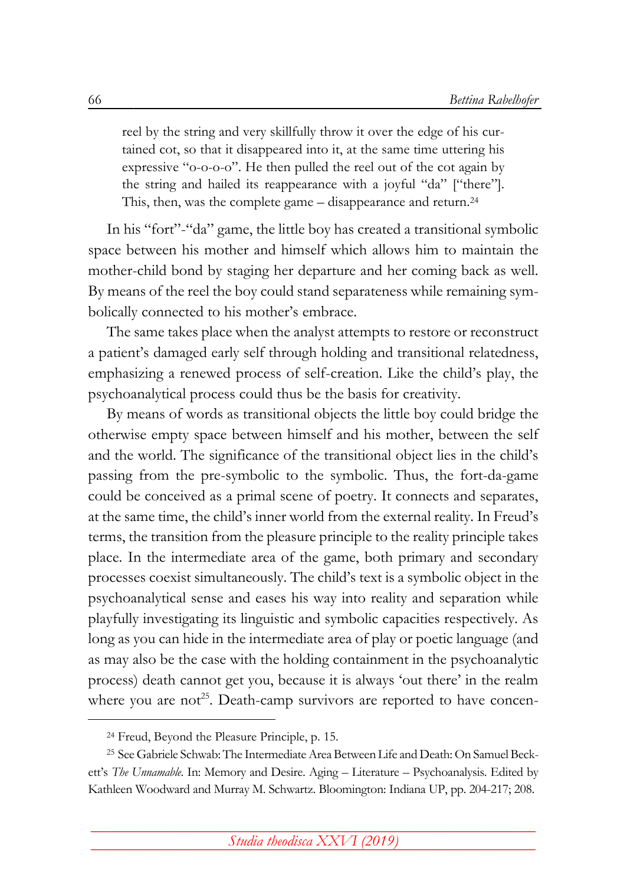> reel by the string and very skillfully throw it over the edge of his curtained cot, so that it disappeared into it, at the same time uttering his expressive "o-o-o-o". He then pulled the reel out of the cot again by the string and hailed its reappearance with a joyful "da" ["there"]. This, then, was the complete game – disappearance and return.[24]

In his "fort"-"da" game, the little boy has created a transitional symbolic space between his mother and himself which allows him to maintain the mother-child bond by staging her departure and her coming back as well. By means of the reel the boy could stand separateness while remaining symbolically connected to his mother's embrace.

The same takes place when the analyst attempts to restore or reconstruct a patient's damaged early self through holding and transitional relatedness, emphasizing a renewed process of self-creation. Like the child's play, the psychoanalytical process could thus be the basis for creativity.

By means of words as transitional objects the little boy could bridge the otherwise empty space between himself and his mother, between the self and the world. The significance of the transitional object lies in the child's passing from the pre-symbolic to the symbolic. Thus, the fort-da-game could be conceived as a primal scene of poetry. It connects and separates, at the same time, the child's inner world from the external reality. In Freud's terms, the transition from the pleasure principle to the reality principle takes place. In the intermediate area of the game, both primary and secondary processes coexist simultaneously. The child's text is a symbolic object in the psychoanalytical sense and eases his way into reality and separation while playfully investigating its linguistic and symbolic capacities respectively. As long as you can hide in the intermediate area of play or poetic language (and as may also be the case with the holding containment in the psychoanalytic process) death cannot get you, because it is always 'out there' in the realm where you are not[25]. Death-camp survivors are reported to have concen-

---

[24] Freud, Beyond the Pleasure Principle, p. 15.

[25] See Gabriele Schwab: The Intermediate Area Between Life and Death: On Samuel Beckett's *The Unnamable.* In: Memory and Desire. Aging – Literature – Psychoanalysis. Edited by Kathleen Woodward and Murray M. Schwartz. Bloomington: Indiana UP, pp. 204-217; 208.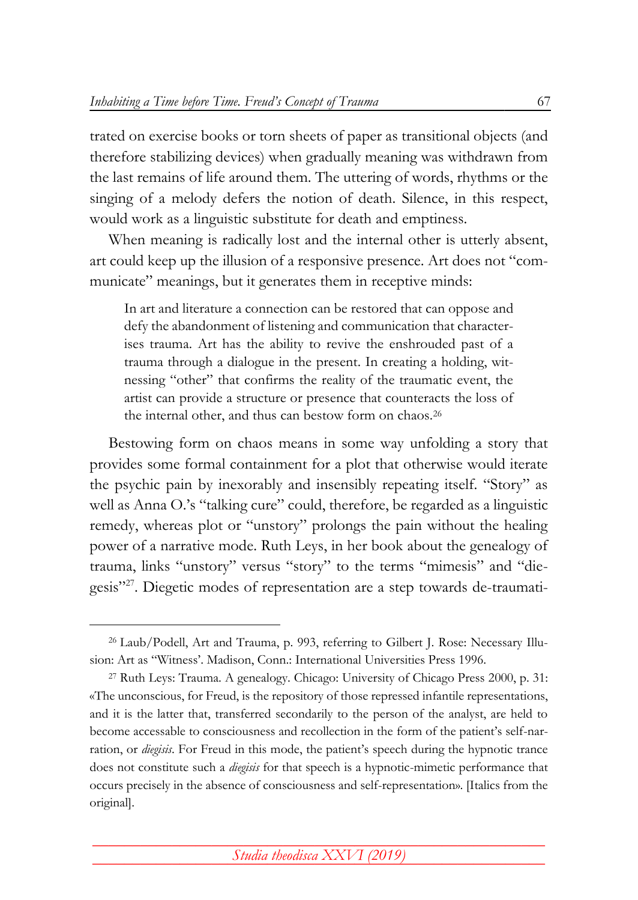trated on exercise books or torn sheets of paper as transitional objects (and therefore stabilizing devices) when gradually meaning was withdrawn from the last remains of life around them. The uttering of words, rhythms or the singing of a melody defers the notion of death. Silence, in this respect, would work as a linguistic substitute for death and emptiness.

When meaning is radically lost and the internal other is utterly absent, art could keep up the illusion of a responsive presence. Art does not "communicate" meanings, but it generates them in receptive minds:

> In art and literature a connection can be restored that can oppose and defy the abandonment of listening and communication that characterises trauma. Art has the ability to revive the enshrouded past of a trauma through a dialogue in the present. In creating a holding, witnessing "other" that confirms the reality of the traumatic event, the artist can provide a structure or presence that counteracts the loss of the internal other, and thus can bestow form on chaos.[26]

Bestowing form on chaos means in some way unfolding a story that provides some formal containment for a plot that otherwise would iterate the psychic pain by inexorably and insensibly repeating itself. "Story" as well as Anna O.'s "talking cure" could, therefore, be regarded as a linguistic remedy, whereas plot or "unstory" prolongs the pain without the healing power of a narrative mode. Ruth Leys, in her book about the genealogy of trauma, links "unstory" versus "story" to the terms "mimesis" and "diegesis"[27]. Diegetic modes of representation are a step towards de-traumati-

---

[26] Laub/Podell, Art and Trauma, p. 993, referring to Gilbert J. Rose: Necessary Illusion: Art as "Witness'. Madison, Conn.: International Universities Press 1996.

[27] Ruth Leys: Trauma. A genealogy. Chicago: University of Chicago Press 2000, p. 31: «The unconscious, for Freud, is the repository of those repressed infantile representations, and it is the latter that, transferred secondarily to the person of the analyst, are held to become accessable to consciousness and recollection in the form of the patient's self-narration, or *diegisis*. For Freud in this mode, the patient's speech during the hypnotic trance does not constitute such a *diegisis* for that speech is a hypnotic-mimetic performance that occurs precisely in the absence of consciousness and self-representation». [Italics from the original].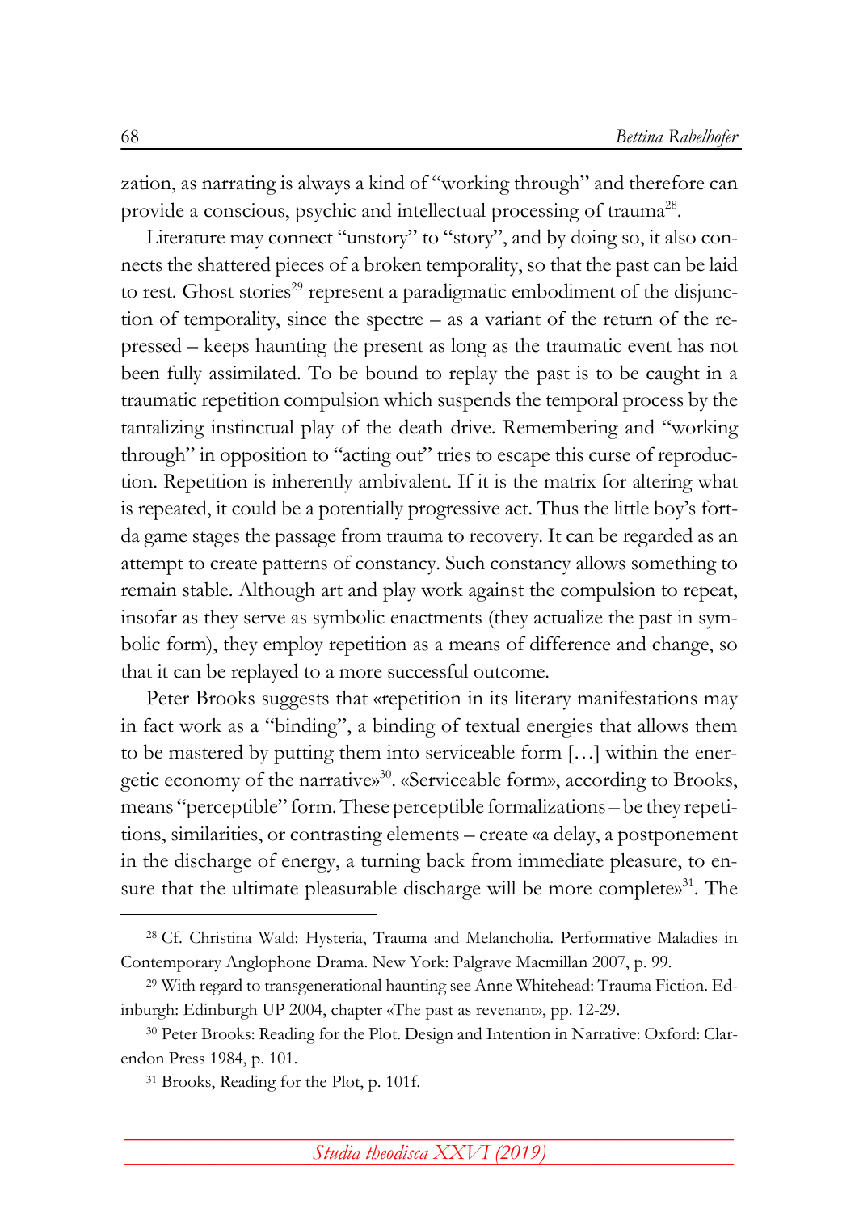zation, as narrating is always a kind of "working through" and therefore can provide a conscious, psychic and intellectual processing of trauma[28].

Literature may connect "unstory" to "story", and by doing so, it also connects the shattered pieces of a broken temporality, so that the past can be laid to rest. Ghost stories[29] represent a paradigmatic embodiment of the disjunction of temporality, since the spectre – as a variant of the return of the repressed – keeps haunting the present as long as the traumatic event has not been fully assimilated. To be bound to replay the past is to be caught in a traumatic repetition compulsion which suspends the temporal process by the tantalizing instinctual play of the death drive. Remembering and "working through" in opposition to "acting out" tries to escape this curse of reproduction. Repetition is inherently ambivalent. If it is the matrix for altering what is repeated, it could be a potentially progressive act. Thus the little boy's fort-da game stages the passage from trauma to recovery. It can be regarded as an attempt to create patterns of constancy. Such constancy allows something to remain stable. Although art and play work against the compulsion to repeat, insofar as they serve as symbolic enactments (they actualize the past in symbolic form), they employ repetition as a means of difference and change, so that it can be replayed to a more successful outcome.

Peter Brooks suggests that «repetition in its literary manifestations may in fact work as a "binding", a binding of textual energies that allows them to be mastered by putting them into serviceable form […] within the energetic economy of the narrative»[30]. «Serviceable form», according to Brooks, means "perceptible" form. These perceptible formalizations – be they repetitions, similarities, or contrasting elements – create «a delay, a postponement in the discharge of energy, a turning back from immediate pleasure, to ensure that the ultimate pleasurable discharge will be more complete»[31]. The

---

[28] Cf. Christina Wald: Hysteria, Trauma and Melancholia. Performative Maladies in Contemporary Anglophone Drama. New York: Palgrave Macmillan 2007, p. 99.

[29] With regard to transgenerational haunting see Anne Whitehead: Trauma Fiction. Edinburgh: Edinburgh UP 2004, chapter «The past as revenant», pp. 12-29.

[30] Peter Brooks: Reading for the Plot. Design and Intention in Narrative: Oxford: Clarendon Press 1984, p. 101.

[31] Brooks, Reading for the Plot, p. 101f.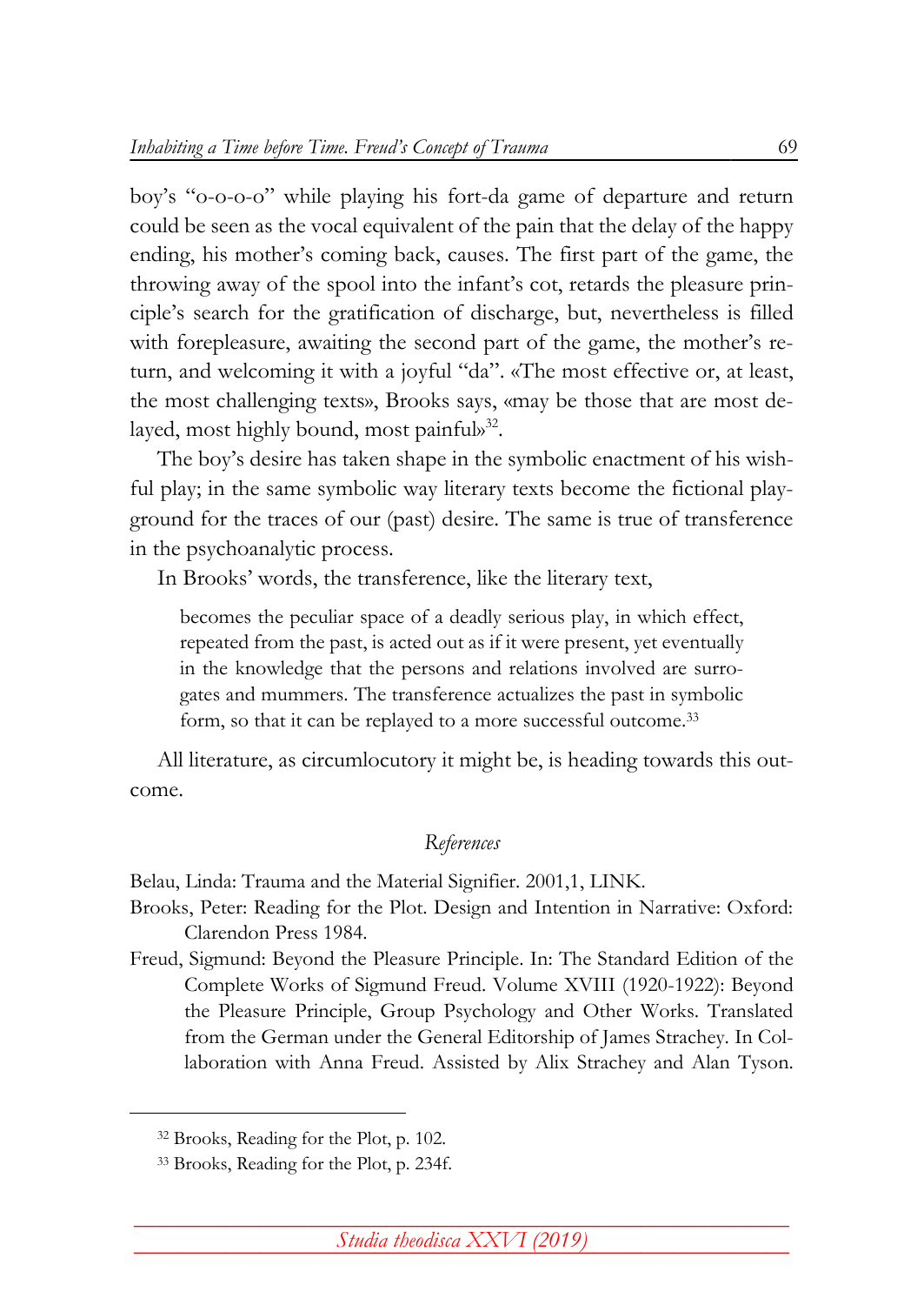boy's "o-o-o-o" while playing his fort-da game of departure and return could be seen as the vocal equivalent of the pain that the delay of the happy ending, his mother's coming back, causes. The first part of the game, the throwing away of the spool into the infant's cot, retards the pleasure principle's search for the gratification of discharge, but, nevertheless is filled with forepleasure, awaiting the second part of the game, the mother's return, and welcoming it with a joyful "da". «The most effective or, at least, the most challenging texts», Brooks says, «may be those that are most delayed, most highly bound, most painful»[32].

The boy's desire has taken shape in the symbolic enactment of his wishful play; in the same symbolic way literary texts become the fictional playground for the traces of our (past) desire. The same is true of transference in the psychoanalytic process.

In Brooks' words, the transference, like the literary text,

> becomes the peculiar space of a deadly serious play, in which effect, repeated from the past, is acted out as if it were present, yet eventually in the knowledge that the persons and relations involved are surrogates and mummers. The transference actualizes the past in symbolic form, so that it can be replayed to a more successful outcome.[33]

All literature, as circumlocutory it might be, is heading towards this outcome.

## *References*

Belau, Linda: Trauma and the Material Signifier. 2001,1, LINK.

Brooks, Peter: Reading for the Plot. Design and Intention in Narrative: Oxford: Clarendon Press 1984.

Freud, Sigmund: Beyond the Pleasure Principle. In: The Standard Edition of the Complete Works of Sigmund Freud. Volume XVIII (1920-1922): Beyond the Pleasure Principle, Group Psychology and Other Works. Translated from the German under the General Editorship of James Strachey. In Collaboration with Anna Freud. Assisted by Alix Strachey and Alan Tyson.

---

[32] Brooks, Reading for the Plot, p. 102.

[33] Brooks, Reading for the Plot, p. 234f.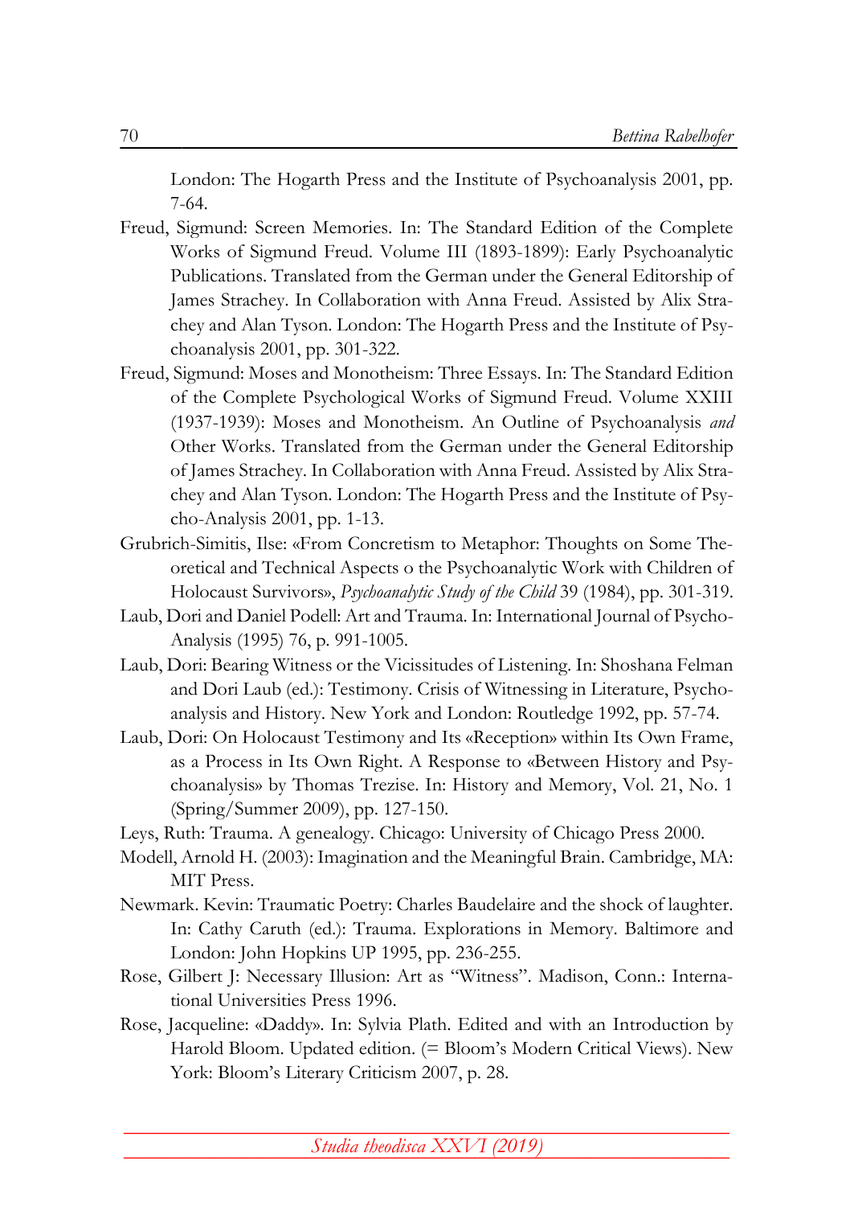London: The Hogarth Press and the Institute of Psychoanalysis 2001, pp. 7-64.

Freud, Sigmund: Screen Memories. In: The Standard Edition of the Complete Works of Sigmund Freud. Volume III (1893-1899): Early Psychoanalytic Publications. Translated from the German under the General Editorship of James Strachey. In Collaboration with Anna Freud. Assisted by Alix Strachey and Alan Tyson. London: The Hogarth Press and the Institute of Psychoanalysis 2001, pp. 301-322.

Freud, Sigmund: Moses and Monotheism: Three Essays. In: The Standard Edition of the Complete Psychological Works of Sigmund Freud. Volume XXIII (1937-1939): Moses and Monotheism. An Outline of Psychoanalysis *and* Other Works. Translated from the German under the General Editorship of James Strachey. In Collaboration with Anna Freud. Assisted by Alix Strachey and Alan Tyson. London: The Hogarth Press and the Institute of Psycho-Analysis 2001, pp. 1-13.

Grubrich-Simitis, Ilse: «From Concretism to Metaphor: Thoughts on Some Theoretical and Technical Aspects o the Psychoanalytic Work with Children of Holocaust Survivors», *Psychoanalytic Study of the Child* 39 (1984), pp. 301-319.

Laub, Dori and Daniel Podell: Art and Trauma. In: International Journal of Psycho-Analysis (1995) 76, p. 991-1005.

Laub, Dori: Bearing Witness or the Vicissitudes of Listening. In: Shoshana Felman and Dori Laub (ed.): Testimony. Crisis of Witnessing in Literature, Psychoanalysis and History. New York and London: Routledge 1992, pp. 57-74.

Laub, Dori: On Holocaust Testimony and Its «Reception» within Its Own Frame, as a Process in Its Own Right. A Response to «Between History and Psychoanalysis» by Thomas Trezise. In: History and Memory, Vol. 21, No. 1 (Spring/Summer 2009), pp. 127-150.

Leys, Ruth: Trauma. A genealogy. Chicago: University of Chicago Press 2000.

Modell, Arnold H. (2003): Imagination and the Meaningful Brain. Cambridge, MA: MIT Press.

Newmark. Kevin: Traumatic Poetry: Charles Baudelaire and the shock of laughter. In: Cathy Caruth (ed.): Trauma. Explorations in Memory. Baltimore and London: John Hopkins UP 1995, pp. 236-255.

Rose, Gilbert J: Necessary Illusion: Art as "Witness". Madison, Conn.: International Universities Press 1996.

Rose, Jacqueline: «Daddy». In: Sylvia Plath. Edited and with an Introduction by Harold Bloom. Updated edition. (= Bloom's Modern Critical Views). New York: Bloom's Literary Criticism 2007, p. 28.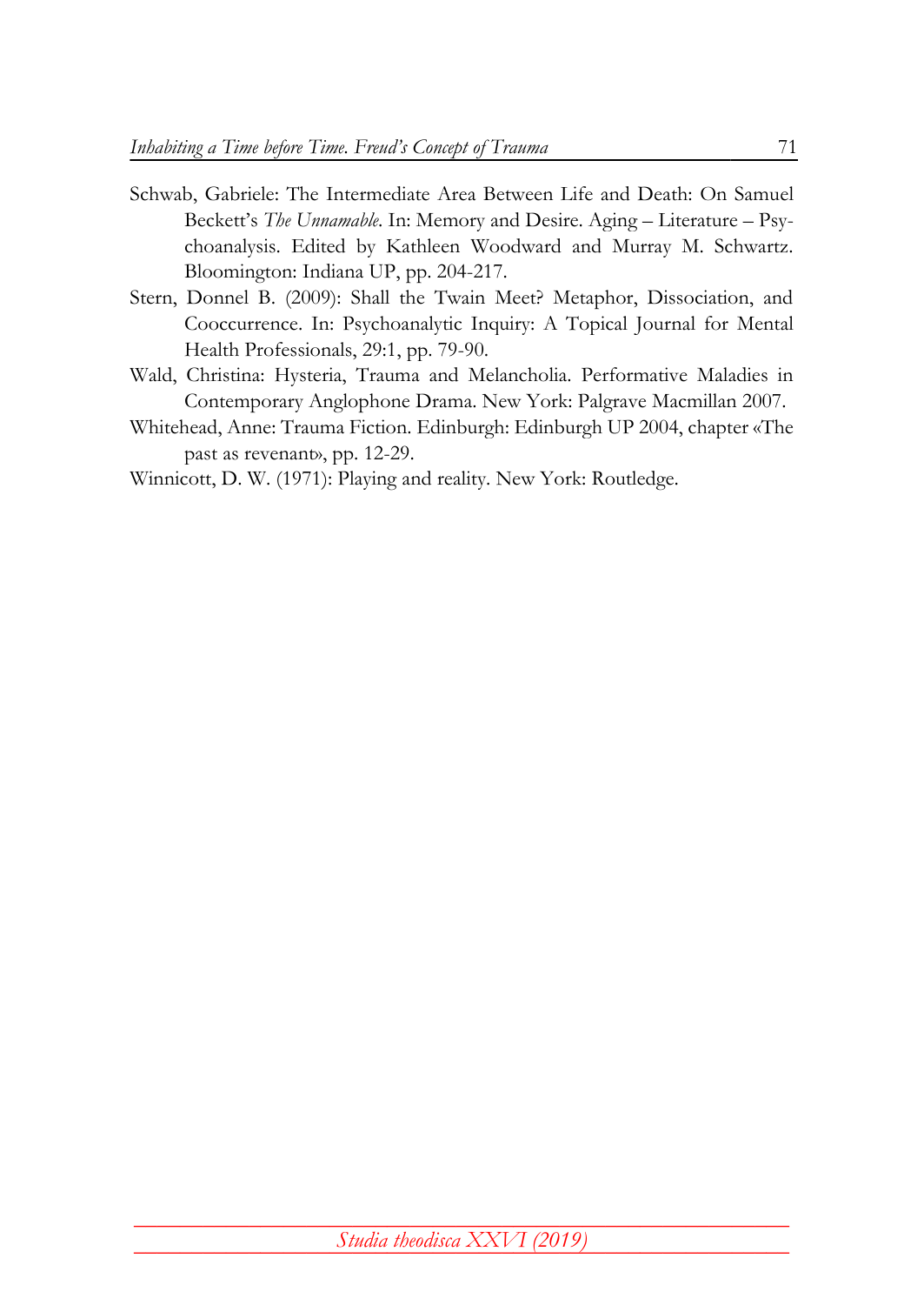Schwab, Gabriele: The Intermediate Area Between Life and Death: On Samuel Beckett's *The Unnamable*. In: Memory and Desire. Aging – Literature – Psychoanalysis. Edited by Kathleen Woodward and Murray M. Schwartz. Bloomington: Indiana UP, pp. 204-217.

Stern, Donnel B. (2009): Shall the Twain Meet? Metaphor, Dissociation, and Cooccurrence. In: Psychoanalytic Inquiry: A Topical Journal for Mental Health Professionals, 29:1, pp. 79-90.

Wald, Christina: Hysteria, Trauma and Melancholia. Performative Maladies in Contemporary Anglophone Drama. New York: Palgrave Macmillan 2007.

Whitehead, Anne: Trauma Fiction. Edinburgh: Edinburgh UP 2004, chapter «The past as revenant», pp. 12-29.

Winnicott, D. W. (1971): Playing and reality. New York: Routledge.